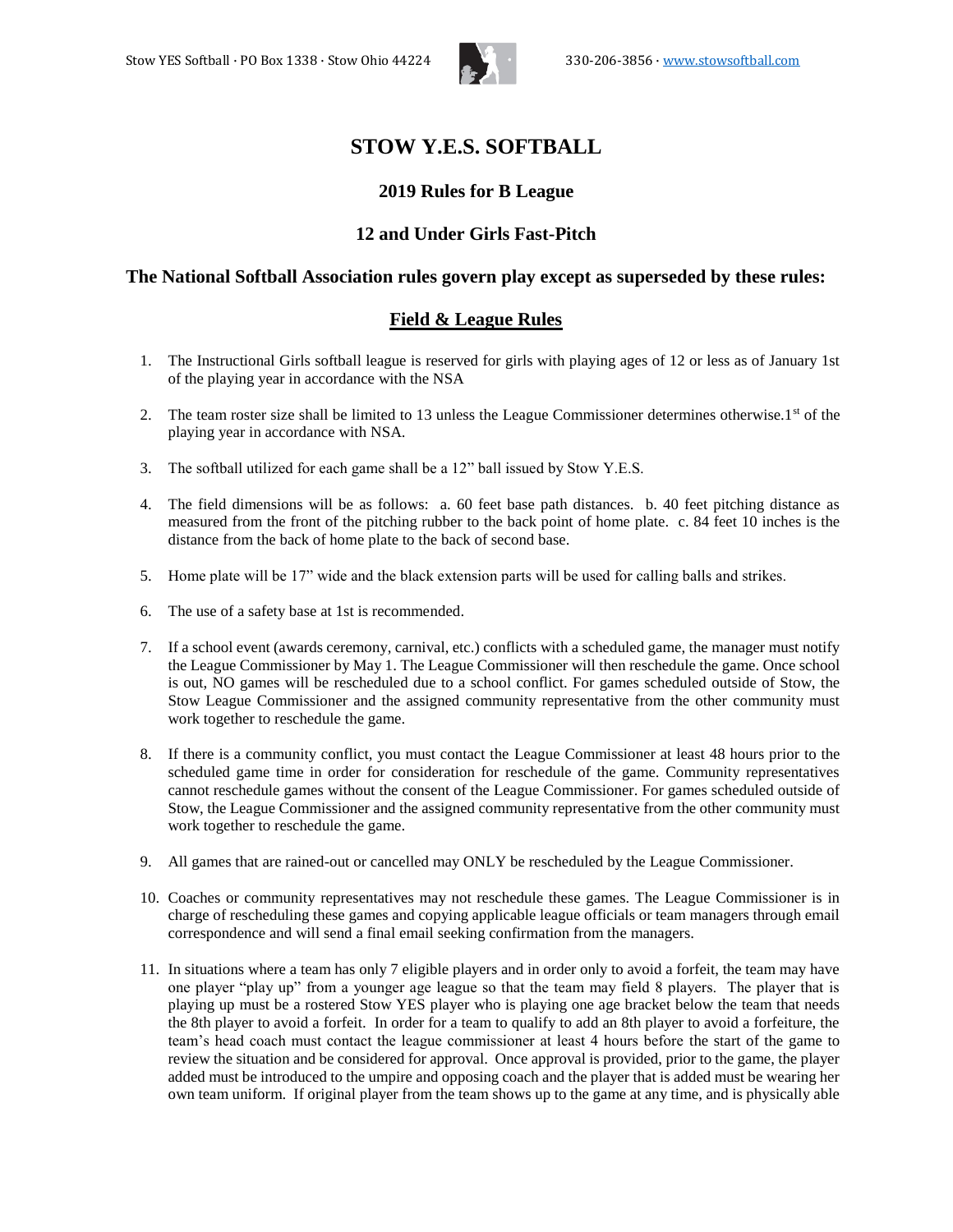Stow YES Softball · PO Box 1338 · Stow Ohio 44224 330-206-3856 · www.stowsoftball.com

# STOW Y.E.S. SOFTBALL

## 2019 Rules for B League

## 12 and Under Girls Fast-Pitch

## The National Softball Association rules govern play except as superseded by these rules:

## Field & League Rules

1. The Instructional Girls softball league is reserved for girls with playing ages of 12 or less as of January 1st of the playing year in accordance with the NSA

2. The team roster size shall be limited to 13 unless the League Commissioner determines otherwise.1st of the playing year in accordance with NSA.

3. The softball utilized for each game shall be a 12" ball issued by Stow Y.E.S.

4. The field dimensions will be as follows: a. 60 feet base path distances. b. 40 feet pitching distance as measured from the front of the pitching rubber to the back point of home plate. c. 84 feet 10 inches is the distance from the back of home plate to the back of second base.

5. Home plate will be 17" wide and the black extension parts will be used for calling balls and strikes.

6. The use of a safety base at 1st is recommended.

7. If a school event (awards ceremony, carnival, etc.) conflicts with a scheduled game, the manager must notify the League Commissioner by May 1. The League Commissioner will then reschedule the game. Once school is out, NO games will be rescheduled due to a school conflict. For games scheduled outside of Stow, the Stow League Commissioner and the assigned community representative from the other community must work together to reschedule the game.

8. If there is a community conflict, you must contact the League Commissioner at least 48 hours prior to the scheduled game time in order for consideration for reschedule of the game. Community representatives cannot reschedule games without the consent of the League Commissioner. For games scheduled outside of Stow, the League Commissioner and the assigned community representative from the other community must work together to reschedule the game.

9. All games that are rained-out or cancelled may ONLY be rescheduled by the League Commissioner.

10. Coaches or community representatives may not reschedule these games. The League Commissioner is in charge of rescheduling these games and copying applicable league officials or team managers through email correspondence and will send a final email seeking confirmation from the managers.

11. In situations where a team has only 7 eligible players and in order only to avoid a forfeit, the team may have one player "play up" from a younger age league so that the team may field 8 players. The player that is playing up must be a rostered Stow YES player who is playing one age bracket below the team that needs the 8th player to avoid a forfeit. In order for a team to qualify to add an 8th player to avoid a forfeiture, the team's head coach must contact the league commissioner at least 4 hours before the start of the game to review the situation and be considered for approval. Once approval is provided, prior to the game, the player added must be introduced to the umpire and opposing coach and the player that is added must be wearing her own team uniform. If original player from the team shows up to the game at any time, and is physically able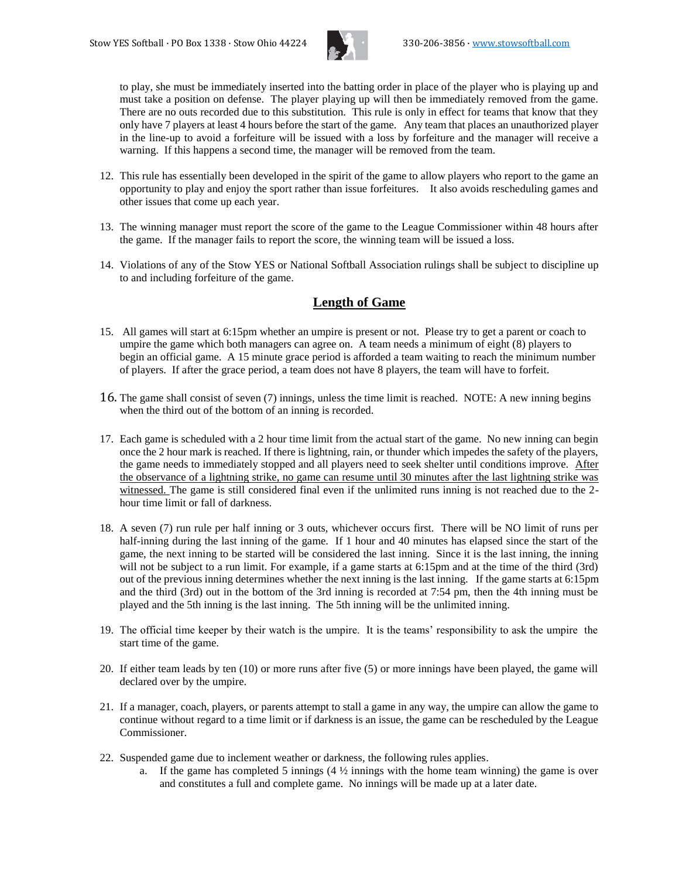to play, she must be immediately inserted into the batting order in place of the player who is playing up and must take a position on defense. The player playing up will then be immediately removed from the game. There are no outs recorded due to this substitution. This rule is only in effect for teams that know that they only have 7 players at least 4 hours before the start of the game. Any team that places an unauthorized player in the line-up to avoid a forfeiture will be issued with a loss by forfeiture and the manager will receive a warning. If this happens a second time, the manager will be removed from the team.

12. This rule has essentially been developed in the spirit of the game to allow players who report to the game an opportunity to play and enjoy the sport rather than issue forfeitures. It also avoids rescheduling games and other issues that come up each year.

13. The winning manager must report the score of the game to the League Commissioner within 48 hours after the game. If the manager fails to report the score, the winning team will be issued a loss.

14. Violations of any of the Stow YES or National Softball Association rulings shall be subject to discipline up to and including forfeiture of the game.

## Length of Game

15. All games will start at 6:15pm whether an umpire is present or not. Please try to get a parent or coach to umpire the game which both managers can agree on. A team needs a minimum of eight (8) players to begin an official game. A 15 minute grace period is afforded a team waiting to reach the minimum number of players. If after the grace period, a team does not have 8 players, the team will have to forfeit.

16. The game shall consist of seven (7) innings, unless the time limit is reached. NOTE: A new inning begins when the third out of the bottom of an inning is recorded.

17. Each game is scheduled with a 2 hour time limit from the actual start of the game. No new inning can begin once the 2 hour mark is reached. If there is lightning, rain, or thunder which impedes the safety of the players, the game needs to immediately stopped and all players need to seek shelter until conditions improve. After the observance of a lightning strike, no game can resume until 30 minutes after the last lightning strike was witnessed. The game is still considered final even if the unlimited runs inning is not reached due to the 2-hour time limit or fall of darkness.

18. A seven (7) run rule per half inning or 3 outs, whichever occurs first. There will be NO limit of runs per half-inning during the last inning of the game. If 1 hour and 40 minutes has elapsed since the start of the game, the next inning to be started will be considered the last inning. Since it is the last inning, the inning will not be subject to a run limit. For example, if a game starts at 6:15pm and at the time of the third (3rd) out of the previous inning determines whether the next inning is the last inning. If the game starts at 6:15pm and the third (3rd) out in the bottom of the 3rd inning is recorded at 7:54 pm, then the 4th inning must be played and the 5th inning is the last inning. The 5th inning will be the unlimited inning.

19. The official time keeper by their watch is the umpire. It is the teams' responsibility to ask the umpire the start time of the game.

20. If either team leads by ten (10) or more runs after five (5) or more innings have been played, the game will declared over by the umpire.

21. If a manager, coach, players, or parents attempt to stall a game in any way, the umpire can allow the game to continue without regard to a time limit or if darkness is an issue, the game can be rescheduled by the League Commissioner.

22. Suspended game due to inclement weather or darkness, the following rules applies.
    a. If the game has completed 5 innings (4 ½ innings with the home team winning) the game is over and constitutes a full and complete game. No innings will be made up at a later date.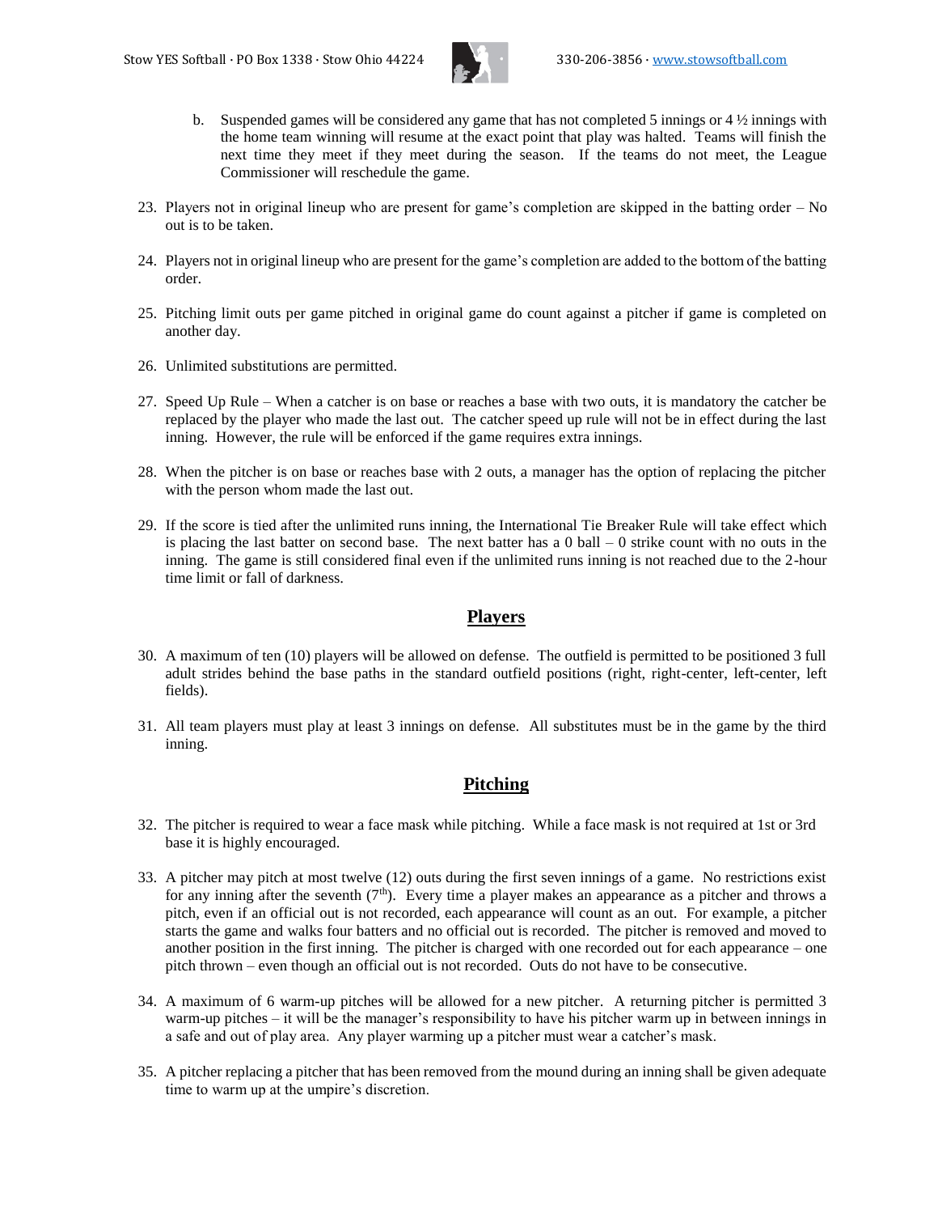b. Suspended games will be considered any game that has not completed 5 innings or 4 ½ innings with the home team winning will resume at the exact point that play was halted. Teams will finish the next time they meet if they meet during the season. If the teams do not meet, the League Commissioner will reschedule the game.

23. Players not in original lineup who are present for game's completion are skipped in the batting order – No out is to be taken.

24. Players not in original lineup who are present for the game's completion are added to the bottom of the batting order.

25. Pitching limit outs per game pitched in original game do count against a pitcher if game is completed on another day.

26. Unlimited substitutions are permitted.

27. Speed Up Rule – When a catcher is on base or reaches a base with two outs, it is mandatory the catcher be replaced by the player who made the last out. The catcher speed up rule will not be in effect during the last inning. However, the rule will be enforced if the game requires extra innings.

28. When the pitcher is on base or reaches base with 2 outs, a manager has the option of replacing the pitcher with the person whom made the last out.

29. If the score is tied after the unlimited runs inning, the International Tie Breaker Rule will take effect which is placing the last batter on second base. The next batter has a 0 ball – 0 strike count with no outs in the inning. The game is still considered final even if the unlimited runs inning is not reached due to the 2-hour time limit or fall of darkness.

## Players

30. A maximum of ten (10) players will be allowed on defense. The outfield is permitted to be positioned 3 full adult strides behind the base paths in the standard outfield positions (right, right-center, left-center, left fields).

31. All team players must play at least 3 innings on defense. All substitutes must be in the game by the third inning.

## Pitching

32. The pitcher is required to wear a face mask while pitching. While a face mask is not required at 1st or 3rd base it is highly encouraged.

33. A pitcher may pitch at most twelve (12) outs during the first seven innings of a game. No restrictions exist for any inning after the seventh (7th). Every time a player makes an appearance as a pitcher and throws a pitch, even if an official out is not recorded, each appearance will count as an out. For example, a pitcher starts the game and walks four batters and no official out is recorded. The pitcher is removed and moved to another position in the first inning. The pitcher is charged with one recorded out for each appearance – one pitch thrown – even though an official out is not recorded. Outs do not have to be consecutive.

34. A maximum of 6 warm-up pitches will be allowed for a new pitcher. A returning pitcher is permitted 3 warm-up pitches – it will be the manager's responsibility to have his pitcher warm up in between innings in a safe and out of play area. Any player warming up a pitcher must wear a catcher's mask.

35. A pitcher replacing a pitcher that has been removed from the mound during an inning shall be given adequate time to warm up at the umpire's discretion.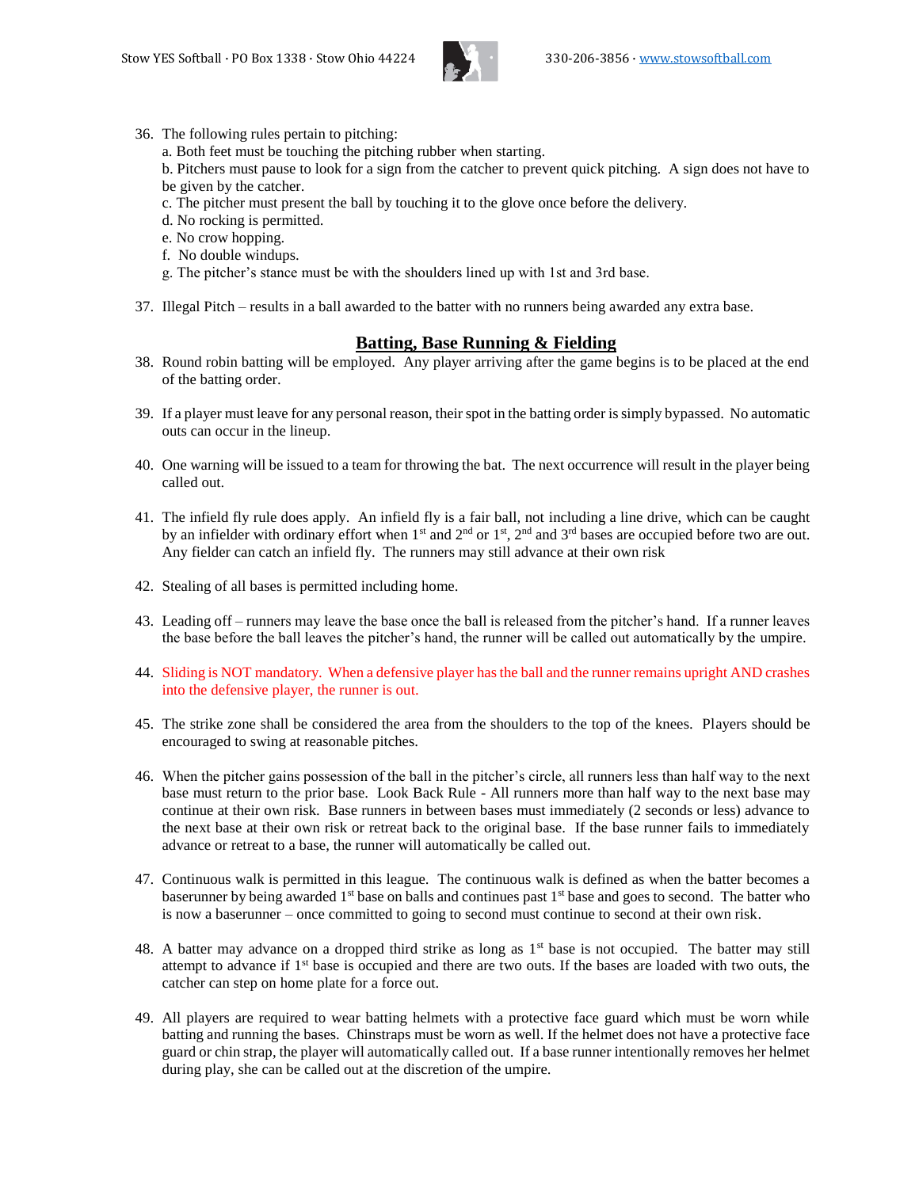36. The following rules pertain to pitching:
    a. Both feet must be touching the pitching rubber when starting.
    b. Pitchers must pause to look for a sign from the catcher to prevent quick pitching. A sign does not have to be given by the catcher.
    c. The pitcher must present the ball by touching it to the glove once before the delivery.
    d. No rocking is permitted.
    e. No crow hopping.
    f. No double windups.
    g. The pitcher's stance must be with the shoulders lined up with 1st and 3rd base.

37. Illegal Pitch – results in a ball awarded to the batter with no runners being awarded any extra base.

## Batting, Base Running & Fielding

38. Round robin batting will be employed. Any player arriving after the game begins is to be placed at the end of the batting order.

39. If a player must leave for any personal reason, their spot in the batting order is simply bypassed. No automatic outs can occur in the lineup.

40. One warning will be issued to a team for throwing the bat. The next occurrence will result in the player being called out.

41. The infield fly rule does apply. An infield fly is a fair ball, not including a line drive, which can be caught by an infielder with ordinary effort when 1st and 2nd or 1st, 2nd and 3rd bases are occupied before two are out. Any fielder can catch an infield fly. The runners may still advance at their own risk

42. Stealing of all bases is permitted including home.

43. Leading off – runners may leave the base once the ball is released from the pitcher's hand. If a runner leaves the base before the ball leaves the pitcher's hand, the runner will be called out automatically by the umpire.

44. Sliding is NOT mandatory. When a defensive player has the ball and the runner remains upright AND crashes into the defensive player, the runner is out.

45. The strike zone shall be considered the area from the shoulders to the top of the knees. Players should be encouraged to swing at reasonable pitches.

46. When the pitcher gains possession of the ball in the pitcher's circle, all runners less than half way to the next base must return to the prior base. Look Back Rule - All runners more than half way to the next base may continue at their own risk. Base runners in between bases must immediately (2 seconds or less) advance to the next base at their own risk or retreat back to the original base. If the base runner fails to immediately advance or retreat to a base, the runner will automatically be called out.

47. Continuous walk is permitted in this league. The continuous walk is defined as when the batter becomes a baserunner by being awarded 1st base on balls and continues past 1st base and goes to second. The batter who is now a baserunner – once committed to going to second must continue to second at their own risk.

48. A batter may advance on a dropped third strike as long as 1st base is not occupied. The batter may still attempt to advance if 1st base is occupied and there are two outs. If the bases are loaded with two outs, the catcher can step on home plate for a force out.

49. All players are required to wear batting helmets with a protective face guard which must be worn while batting and running the bases. Chinstraps must be worn as well. If the helmet does not have a protective face guard or chin strap, the player will automatically called out. If a base runner intentionally removes her helmet during play, she can be called out at the discretion of the umpire.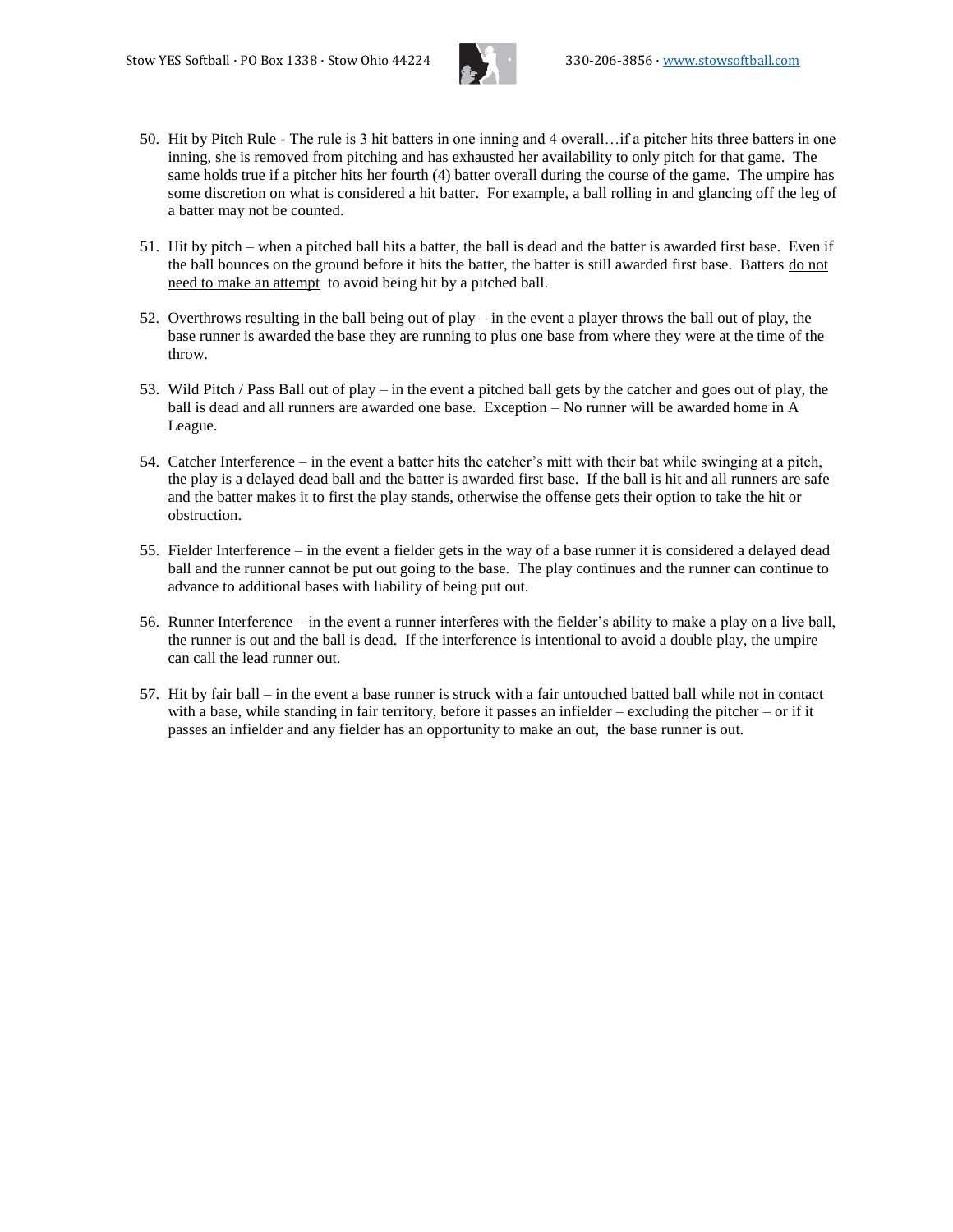50. Hit by Pitch Rule - The rule is 3 hit batters in one inning and 4 overall…if a pitcher hits three batters in one inning, she is removed from pitching and has exhausted her availability to only pitch for that game. The same holds true if a pitcher hits her fourth (4) batter overall during the course of the game. The umpire has some discretion on what is considered a hit batter. For example, a ball rolling in and glancing off the leg of a batter may not be counted.

51. Hit by pitch – when a pitched ball hits a batter, the ball is dead and the batter is awarded first base. Even if the ball bounces on the ground before it hits the batter, the batter is still awarded first base. Batters <u>do not need to make an attempt</u> to avoid being hit by a pitched ball.

52. Overthrows resulting in the ball being out of play – in the event a player throws the ball out of play, the base runner is awarded the base they are running to plus one base from where they were at the time of the throw.

53. Wild Pitch / Pass Ball out of play – in the event a pitched ball gets by the catcher and goes out of play, the ball is dead and all runners are awarded one base. Exception – No runner will be awarded home in A League.

54. Catcher Interference – in the event a batter hits the catcher's mitt with their bat while swinging at a pitch, the play is a delayed dead ball and the batter is awarded first base. If the ball is hit and all runners are safe and the batter makes it to first the play stands, otherwise the offense gets their option to take the hit or obstruction.

55. Fielder Interference – in the event a fielder gets in the way of a base runner it is considered a delayed dead ball and the runner cannot be put out going to the base. The play continues and the runner can continue to advance to additional bases with liability of being put out.

56. Runner Interference – in the event a runner interferes with the fielder's ability to make a play on a live ball, the runner is out and the ball is dead. If the interference is intentional to avoid a double play, the umpire can call the lead runner out.

57. Hit by fair ball – in the event a base runner is struck with a fair untouched batted ball while not in contact with a base, while standing in fair territory, before it passes an infielder – excluding the pitcher – or if it passes an infielder and any fielder has an opportunity to make an out, the base runner is out.